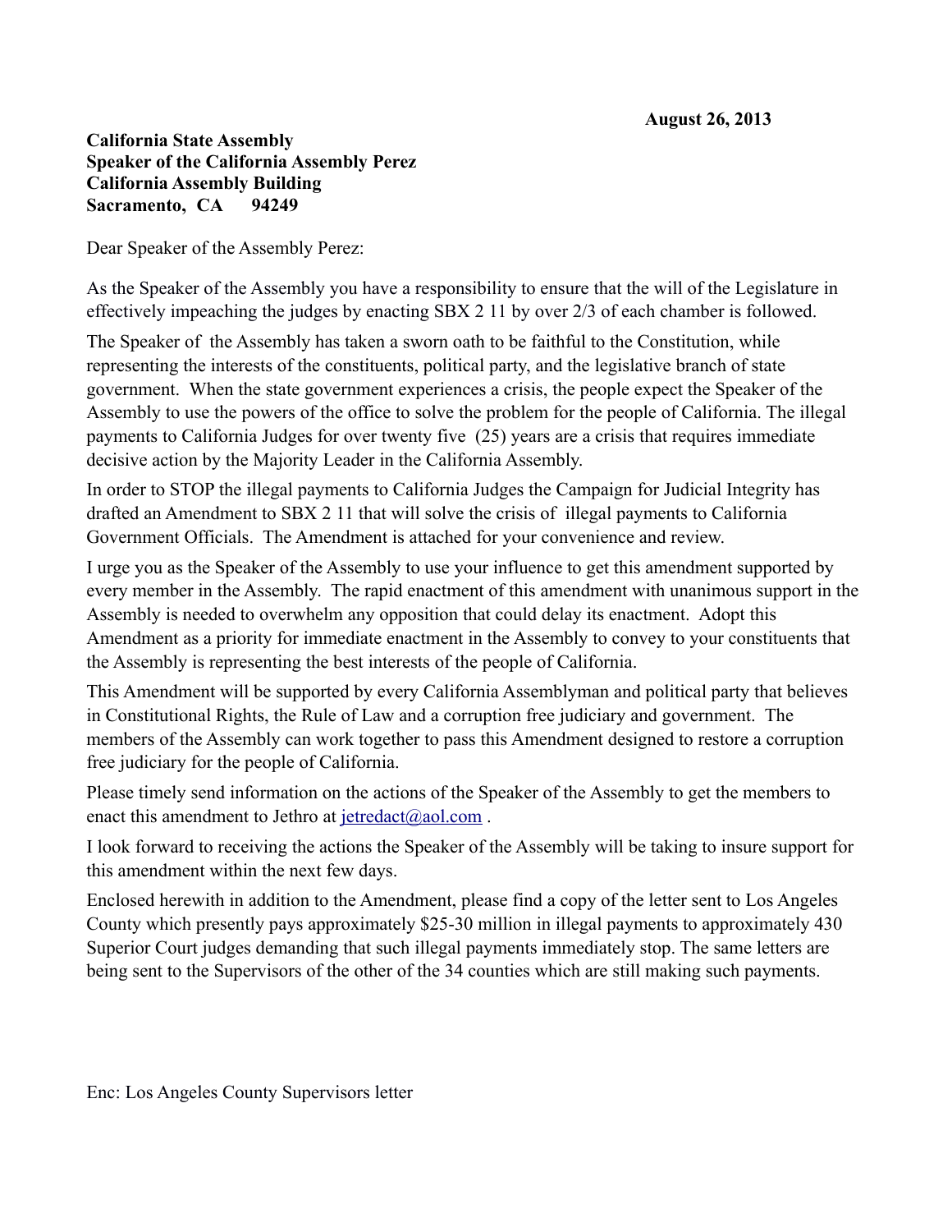**August 26, 2013**

**California State Assembly**
**Speaker of the California Assembly Perez**
**California Assembly Building**
**Sacramento, CA 94249**

Dear Speaker of the Assembly Perez:

As the Speaker of the Assembly you have a responsibility to ensure that the will of the Legislature in effectively impeaching the judges by enacting SBX 2 11 by over 2/3 of each chamber is followed.

The Speaker of the Assembly has taken a sworn oath to be faithful to the Constitution, while representing the interests of the constituents, political party, and the legislative branch of state government. When the state government experiences a crisis, the people expect the Speaker of the Assembly to use the powers of the office to solve the problem for the people of California. The illegal payments to California Judges for over twenty five (25) years are a crisis that requires immediate decisive action by the Majority Leader in the California Assembly.

In order to STOP the illegal payments to California Judges the Campaign for Judicial Integrity has drafted an Amendment to SBX 2 11 that will solve the crisis of illegal payments to California Government Officials. The Amendment is attached for your convenience and review.

I urge you as the Speaker of the Assembly to use your influence to get this amendment supported by every member in the Assembly. The rapid enactment of this amendment with unanimous support in the Assembly is needed to overwhelm any opposition that could delay its enactment. Adopt this Amendment as a priority for immediate enactment in the Assembly to convey to your constituents that the Assembly is representing the best interests of the people of California.

This Amendment will be supported by every California Assemblyman and political party that believes in Constitutional Rights, the Rule of Law and a corruption free judiciary and government. The members of the Assembly can work together to pass this Amendment designed to restore a corruption free judiciary for the people of California.

Please timely send information on the actions of the Speaker of the Assembly to get the members to enact this amendment to Jethro at jetredact@aol.com .

I look forward to receiving the actions the Speaker of the Assembly will be taking to insure support for this amendment within the next few days.

Enclosed herewith in addition to the Amendment, please find a copy of the letter sent to Los Angeles County which presently pays approximately $25-30 million in illegal payments to approximately 430 Superior Court judges demanding that such illegal payments immediately stop. The same letters are being sent to the Supervisors of the other of the 34 counties which are still making such payments.

Enc: Los Angeles County Supervisors letter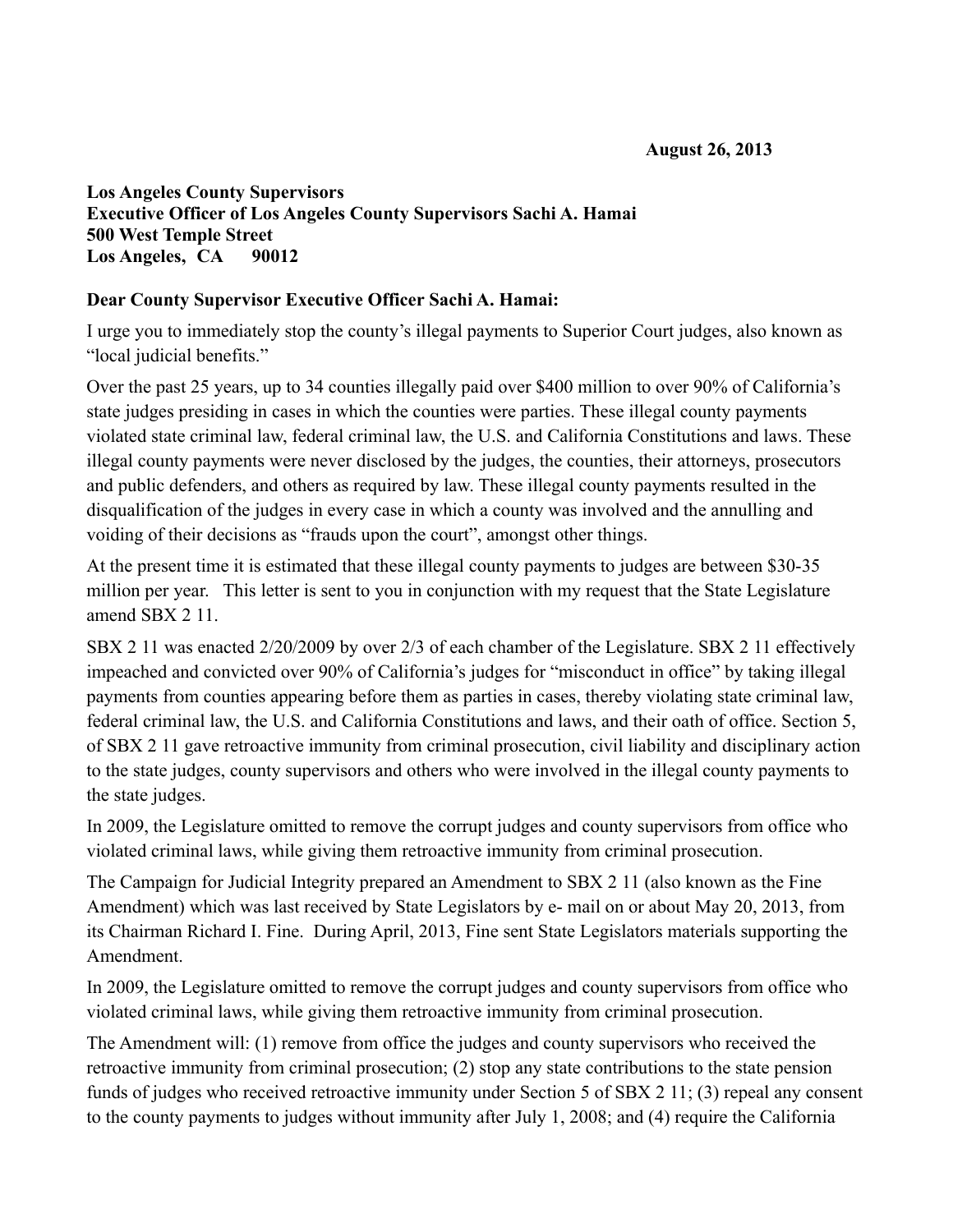**August 26, 2013**

**Los Angeles County Supervisors**
**Executive Officer of Los Angeles County Supervisors Sachi A. Hamai**
**500 West Temple Street**
**Los Angeles, CA 90012**

**Dear County Supervisor Executive Officer Sachi A. Hamai:**

I urge you to immediately stop the county's illegal payments to Superior Court judges, also known as "local judicial benefits."

Over the past 25 years, up to 34 counties illegally paid over $400 million to over 90% of California's state judges presiding in cases in which the counties were parties. These illegal county payments violated state criminal law, federal criminal law, the U.S. and California Constitutions and laws. These illegal county payments were never disclosed by the judges, the counties, their attorneys, prosecutors and public defenders, and others as required by law. These illegal county payments resulted in the disqualification of the judges in every case in which a county was involved and the annulling and voiding of their decisions as "frauds upon the court", amongst other things.

At the present time it is estimated that these illegal county payments to judges are between $30-35 million per year. This letter is sent to you in conjunction with my request that the State Legislature amend SBX 2 11.

SBX 2 11 was enacted 2/20/2009 by over 2/3 of each chamber of the Legislature. SBX 2 11 effectively impeached and convicted over 90% of California's judges for "misconduct in office" by taking illegal payments from counties appearing before them as parties in cases, thereby violating state criminal law, federal criminal law, the U.S. and California Constitutions and laws, and their oath of office. Section 5, of SBX 2 11 gave retroactive immunity from criminal prosecution, civil liability and disciplinary action to the state judges, county supervisors and others who were involved in the illegal county payments to the state judges.

In 2009, the Legislature omitted to remove the corrupt judges and county supervisors from office who violated criminal laws, while giving them retroactive immunity from criminal prosecution.

The Campaign for Judicial Integrity prepared an Amendment to SBX 2 11 (also known as the Fine Amendment) which was last received by State Legislators by e- mail on or about May 20, 2013, from its Chairman Richard I. Fine. During April, 2013, Fine sent State Legislators materials supporting the Amendment.

In 2009, the Legislature omitted to remove the corrupt judges and county supervisors from office who violated criminal laws, while giving them retroactive immunity from criminal prosecution.

The Amendment will: (1) remove from office the judges and county supervisors who received the retroactive immunity from criminal prosecution; (2) stop any state contributions to the state pension funds of judges who received retroactive immunity under Section 5 of SBX 2 11; (3) repeal any consent to the county payments to judges without immunity after July 1, 2008; and (4) require the California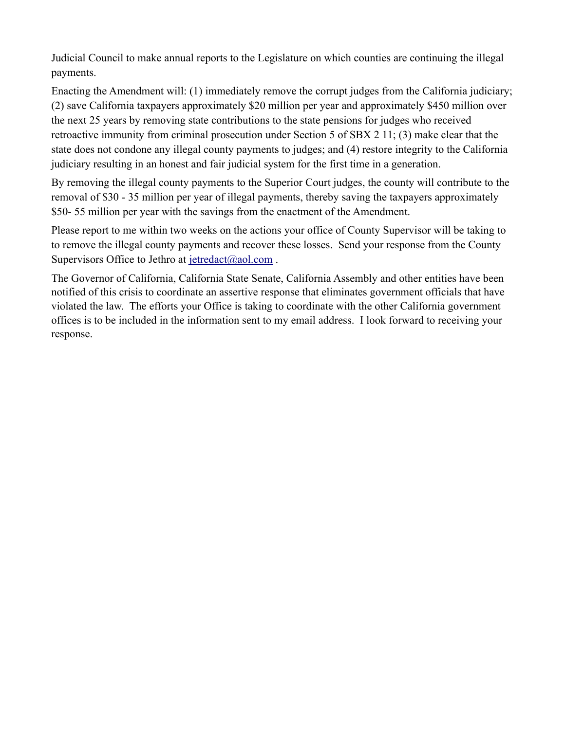Judicial Council to make annual reports to the Legislature on which counties are continuing the illegal payments.

Enacting the Amendment will: (1) immediately remove the corrupt judges from the California judiciary; (2) save California taxpayers approximately $20 million per year and approximately $450 million over the next 25 years by removing state contributions to the state pensions for judges who received retroactive immunity from criminal prosecution under Section 5 of SBX 2 11; (3) make clear that the state does not condone any illegal county payments to judges; and (4) restore integrity to the California judiciary resulting in an honest and fair judicial system for the first time in a generation.

By removing the illegal county payments to the Superior Court judges, the county will contribute to the removal of $30 - 35 million per year of illegal payments, thereby saving the taxpayers approximately $50- 55 million per year with the savings from the enactment of the Amendment.

Please report to me within two weeks on the actions your office of County Supervisor will be taking to to remove the illegal county payments and recover these losses. Send your response from the County Supervisors Office to Jethro at jetredact@aol.com .

The Governor of California, California State Senate, California Assembly and other entities have been notified of this crisis to coordinate an assertive response that eliminates government officials that have violated the law. The efforts your Office is taking to coordinate with the other California government offices is to be included in the information sent to my email address. I look forward to receiving your response.